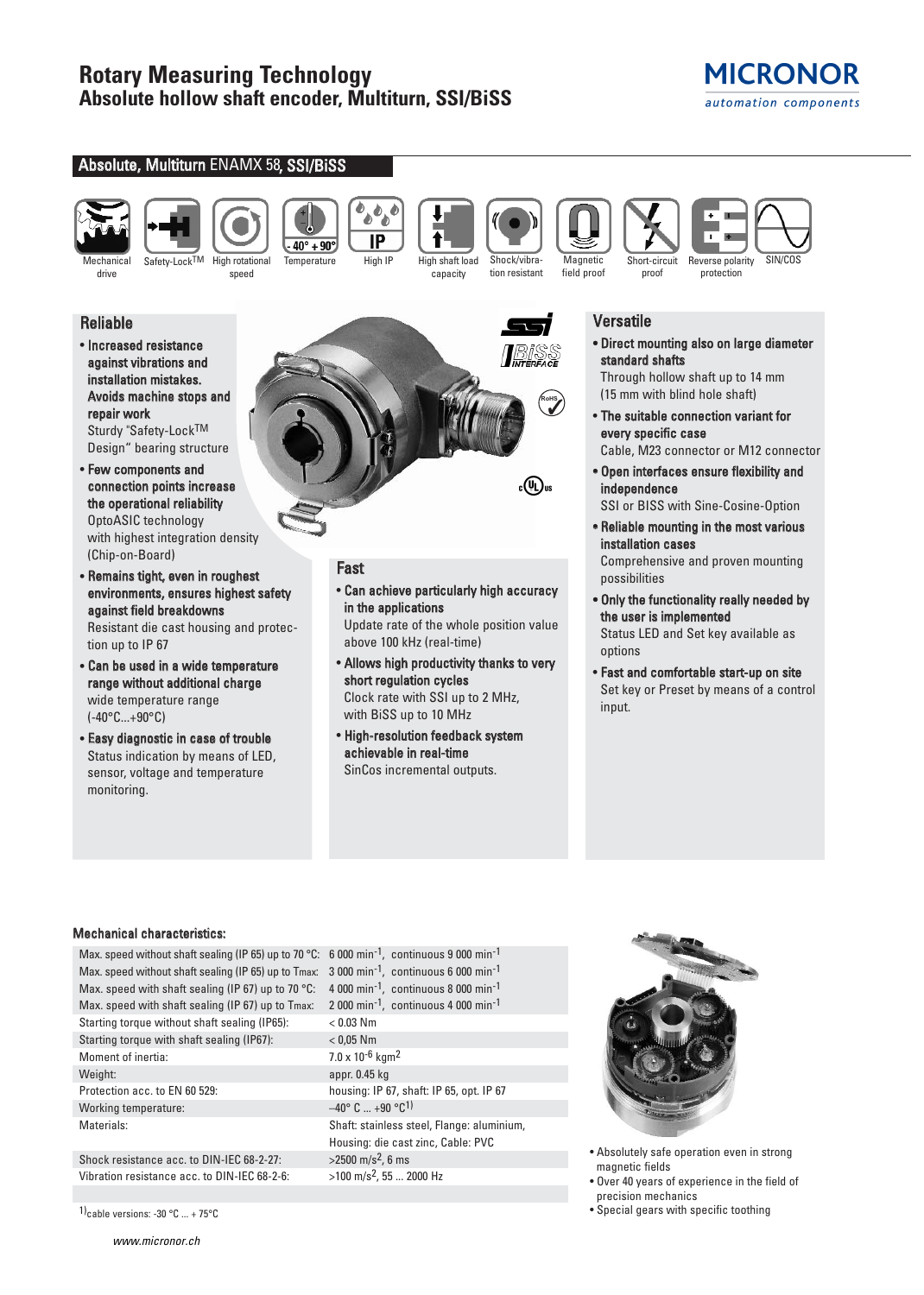# Rotary Measuring Technology
## Absolute hollow shaft encoder, Multiturn, SSI/BiSS

MICRONOR
automation components

## Absolute, Multiturn ENAMX 58, SSI/BiSS

Mechanical drive | Safety-Lock™ | High rotational speed | Temperature (- 40° + 90°) | High IP | High shaft load capacity | Shock/vibration resistant | Magnetic field proof | Short-circuit proof | Reverse polarity protection | SIN/COS

### Reliable

- **Increased resistance against vibrations and installation mistakes. Avoids machine stops and repair work**
  Sturdy "Safety-Lock™ Design" bearing structure
- **Few components and connection points increase the operational reliability**
  OptoASIC technology with highest integration density (Chip-on-Board)
- **Remains tight, even in roughest environments, ensures highest safety against field breakdowns**
  Resistant die cast housing and protection up to IP 67
- **Can be used in a wide temperature range without additional charge**
  wide temperature range (-40°C...+90°C)
- **Easy diagnostic in case of trouble**
  Status indication by means of LED, sensor, voltage and temperature monitoring.

### Fast

- **Can achieve particularly high accuracy in the applications**
  Update rate of the whole position value above 100 kHz (real-time)
- **Allows high productivity thanks to very short regulation cycles**
  Clock rate with SSI up to 2 MHz, with BiSS up to 10 MHz
- **High-resolution feedback system achievable in real-time**
  SinCos incremental outputs.

### Versatile

- **Direct mounting also on large diameter standard shafts**
  Through hollow shaft up to 14 mm (15 mm with blind hole shaft)
- **The suitable connection variant for every specific case**
  Cable, M23 connector or M12 connector
- **Open interfaces ensure flexibility and independence**
  SSI or BISS with Sine-Cosine-Option
- **Reliable mounting in the most various installation cases**
  Comprehensive and proven mounting possibilities
- **Only the functionality really needed by the user is implemented**
  Status LED and Set key available as options
- **Fast and comfortable start-up on site**
  Set key or Preset by means of a control input.

### Mechanical characteristics:

| | |
|---|---|
| Max. speed without shaft sealing (IP 65) up to 70 °C: | 6 000 min$^{-1}$, continuous 9 000 min$^{-1}$ |
| Max. speed without shaft sealing (IP 65) up to Tmax: | 3 000 min$^{-1}$, continuous 6 000 min$^{-1}$ |
| Max. speed with shaft sealing (IP 67) up to 70 °C: | 4 000 min$^{-1}$, continuous 8 000 min$^{-1}$ |
| Max. speed with shaft sealing (IP 67) up to Tmax: | 2 000 min$^{-1}$, continuous 4 000 min$^{-1}$ |
| Starting torque without shaft sealing (IP65): | < 0.03 Nm |
| Starting torque with shaft sealing (IP67): | < 0,05 Nm |
| Moment of inertia: | 7.0 x $10^{-6}$ kgm$^2$ |
| Weight: | appr. 0.45 kg |
| Protection acc. to EN 60 529: | housing: IP 67, shaft: IP 65, opt. IP 67 |
| Working temperature: | –40° C ... +90 °C[1)] |
| Materials: | Shaft: stainless steel, Flange: aluminium, Housing: die cast zinc, Cable: PVC |
| Shock resistance acc. to DIN-IEC 68-2-27: | >2500 m/s$^2$, 6 ms |
| Vibration resistance acc. to DIN-IEC 68-2-6: | >100 m/s$^2$, 55 ... 2000 Hz |

[1)] cable versions: -30 °C ... + 75°C

- Absolutely safe operation even in strong magnetic fields
- Over 40 years of experience in the field of precision mechanics
- Special gears with specific toothing

www.micronor.ch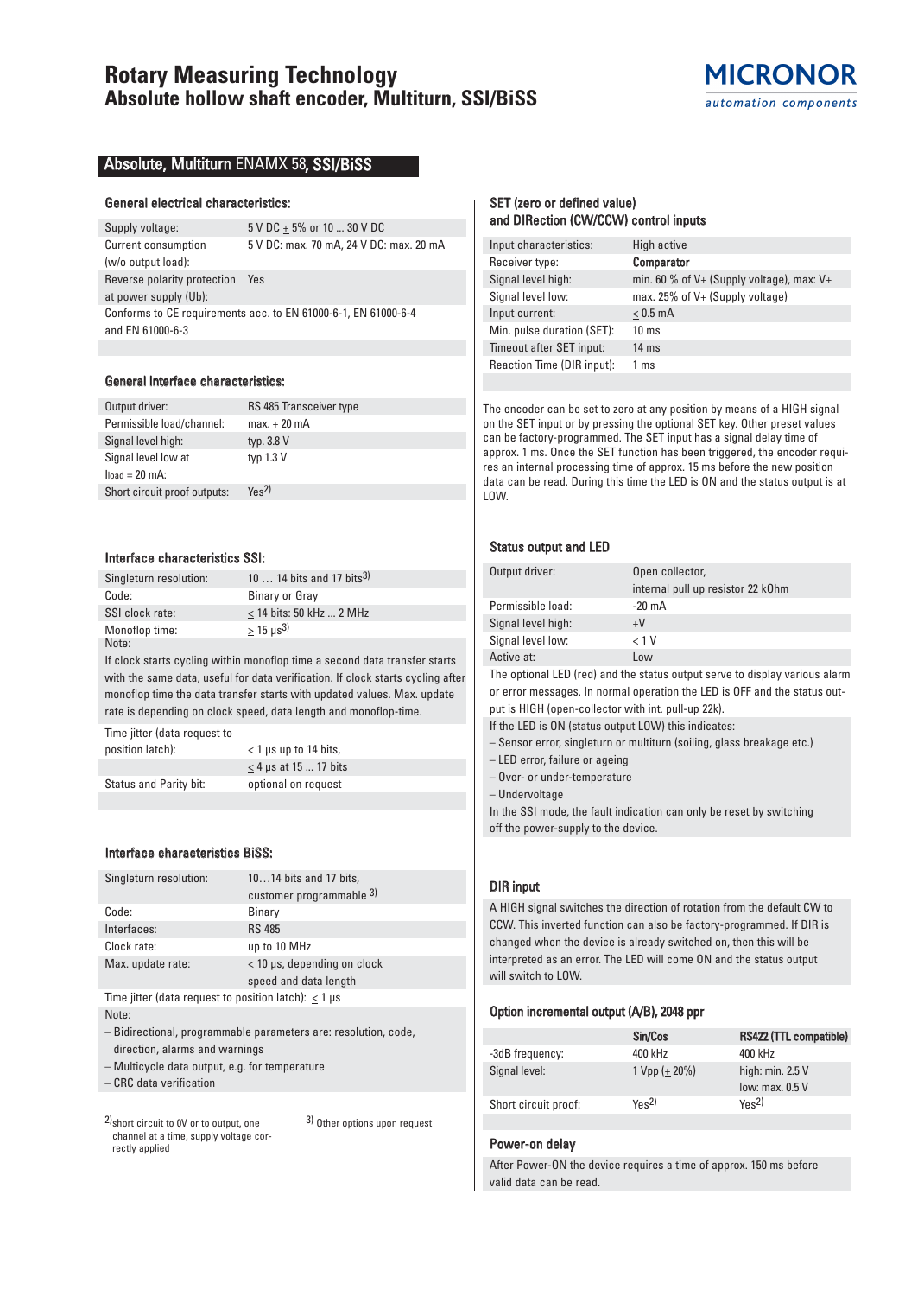# Rotary Measuring Technology
## Absolute hollow shaft encoder, Multiturn, SSI/BiSS

MICRONOR
automation components

## Absolute, Multiturn ENAMX 58, SSI/BiSS

### General electrical characteristics:

| | |
|---|---|
| Supply voltage: | 5 V DC ± 5% or 10 ... 30 V DC |
| Current consumption (w/o output load): | 5 V DC: max. 70 mA, 24 V DC: max. 20 mA |
| Reverse polarity protection at power supply (Ub): | Yes |

Conforms to CE requirements acc. to EN 61000-6-1, EN 61000-6-4 and EN 61000-6-3

### General Interface characteristics:

| | |
|---|---|
| Output driver: | RS 485 Transceiver type |
| Permissible load/channel: | max. ± 20 mA |
| Signal level high: | typ. 3.8 V |
| Signal level low at $I_{load}$ = 20 mA: | typ 1.3 V |
| Short circuit proof outputs: | Yes[2] |

### Interface characteristics SSI:

| | |
|---|---|
| Singleturn resolution: | 10 … 14 bits and 17 bits[3] |
| Code: | Binary or Gray |
| SSI clock rate: | ≤ 14 bits: 50 kHz ... 2 MHz |
| Monoflop time: | ≥ 15 µs[3] |

Note:
If clock starts cycling within monoflop time a second data transfer starts with the same data, useful for data verification. If clock starts cycling after monoflop time the data transfer starts with updated values. Max. update rate is depending on clock speed, data length and monoflop-time.

| | |
|---|---|
| Time jitter (data request to position latch): | < 1 µs up to 14 bits, |
| | ≤ 4 µs at 15 ... 17 bits |
| Status and Parity bit: | optional on request |

### Interface characteristics BiSS:

| | |
|---|---|
| Singleturn resolution: | 10…14 bits and 17 bits, customer programmable [3] |
| Code: | Binary |
| Interfaces: | RS 485 |
| Clock rate: | up to 10 MHz |
| Max. update rate: | < 10 µs, depending on clock speed and data length |

Time jitter (data request to position latch): ≤ 1 µs

Note:
- Bidirectional, programmable parameters are: resolution, code, direction, alarms and warnings
- Multicycle data output, e.g. for temperature
- CRC data verification

[2] short circuit to 0V or to output, one channel at a time, supply voltage correctly applied

[3] Other options upon request

### SET (zero or defined value) and DIRection (CW/CCW) control inputs

| | |
|---|---|
| Input characteristics: | High active |
| Receiver type: | Comparator |
| Signal level high: | min. 60 % of V+ (Supply voltage), max: V+ |
| Signal level low: | max. 25% of V+ (Supply voltage) |
| Input current: | ≤ 0.5 mA |
| Min. pulse duration (SET): | 10 ms |
| Timeout after SET input: | 14 ms |
| Reaction Time (DIR input): | 1 ms |

The encoder can be set to zero at any position by means of a HIGH signal on the SET input or by pressing the optional SET key. Other preset values can be factory-programmed. The SET input has a signal delay time of approx. 1 ms. Once the SET function has been triggered, the encoder requires an internal processing time of approx. 15 ms before the new position data can be read. During this time the LED is ON and the status output is at LOW.

### Status output and LED

| | |
|---|---|
| Output driver: | Open collector, internal pull up resistor 22 kOhm |
| Permissible load: | -20 mA |
| Signal level high: | +V |
| Signal level low: | < 1 V |
| Active at: | Low |

The optional LED (red) and the status output serve to display various alarm or error messages. In normal operation the LED is OFF and the status output is HIGH (open-collector with int. pull-up 22k).

If the LED is ON (status output LOW) this indicates:
- Sensor error, singleturn or multiturn (soiling, glass breakage etc.)
- LED error, failure or ageing
- Over- or under-temperature
- Undervoltage

In the SSI mode, the fault indication can only be reset by switching off the power-supply to the device.

### DIR input

A HIGH signal switches the direction of rotation from the default CW to CCW. This inverted function can also be factory-programmed. If DIR is changed when the device is already switched on, then this will be interpreted as an error. The LED will come ON and the status output will switch to LOW.

### Option incremental output (A/B), 2048 ppr

| | Sin/Cos | RS422 (TTL compatible) |
|---|---|---|
| -3dB frequency: | 400 kHz | 400 kHz |
| Signal level: | 1 Vpp (± 20%) | high: min. 2.5 V<br>low: max. 0.5 V |
| Short circuit proof: | Yes[2] | Yes[2] |

### Power-on delay

After Power-ON the device requires a time of approx. 150 ms before valid data can be read.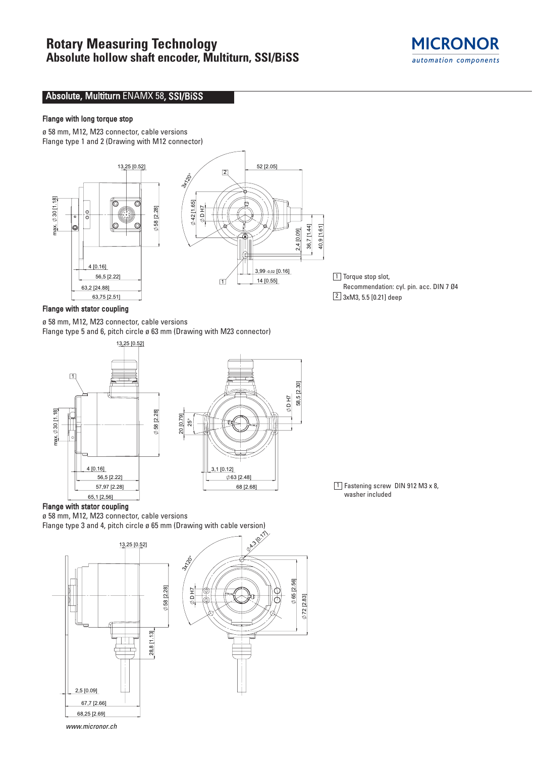## Absolute, Multiturn ENAMX 58, SSI/BiSS

### Flange with long torque stop

ø 58 mm, M12, M23 connector, cable versions
Flange type 1 and 2 (Drawing with M12 connector)

1 Torque stop slot,
Recommendation: cyl. pin. acc. DIN 7 Ø4

2 3xM3, 5.5 [0.21] deep

### Flange with stator coupling

ø 58 mm, M12, M23 connector, cable versions
Flange type 5 and 6, pitch circle ø 63 mm (Drawing with M23 connector)

1 Fastening screw DIN 912 M3 x 8,
washer included

### Flange with stator coupling

ø 58 mm, M12, M23 connector, cable versions
Flange type 3 and 4, pitch circle ø 65 mm (Drawing with cable version)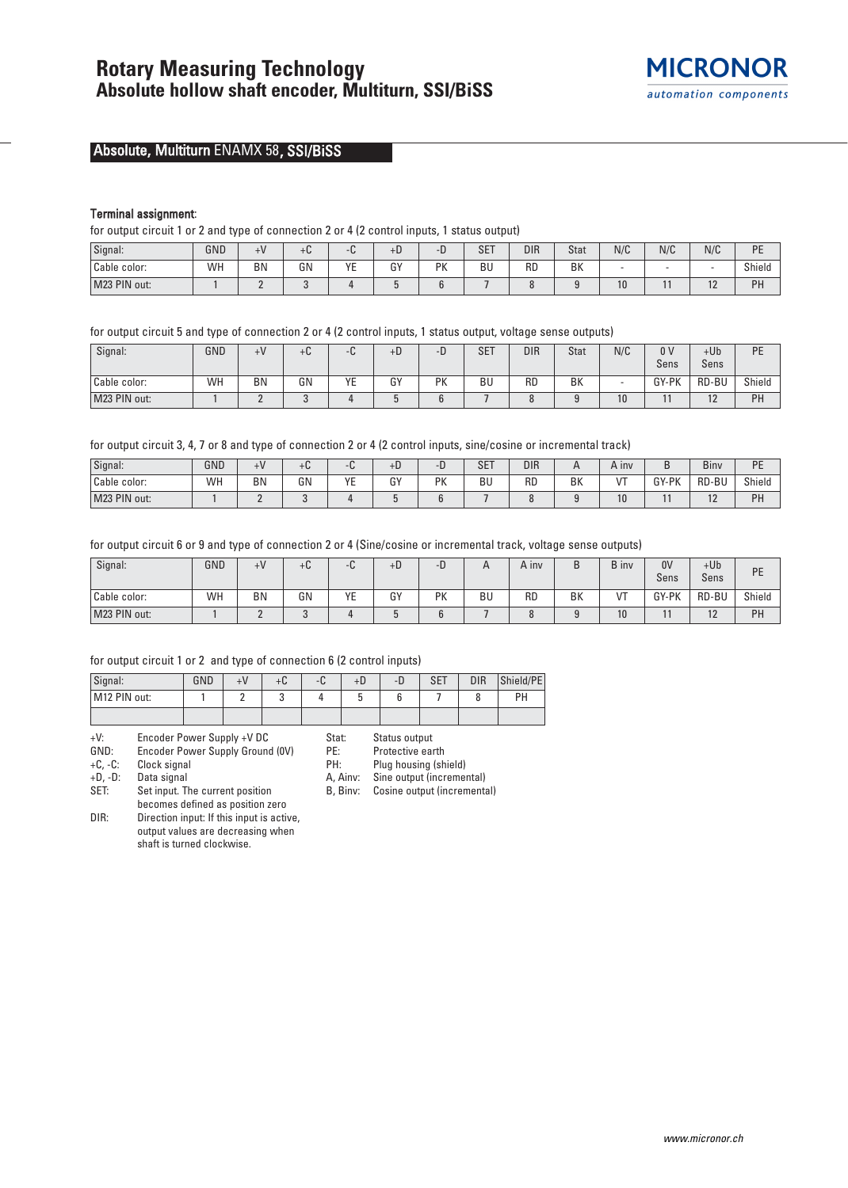# Rotary Measuring Technology
## Absolute hollow shaft encoder, Multiturn, SSI/BiSS

### Absolute, Multiturn ENAMX 58, SSI/BiSS

**Terminal assignment:**

for output circuit 1 or 2 and type of connection 2 or 4 (2 control inputs, 1 status output)

| Signal: | GND | +V | +C | -C | +D | -D | SET | DIR | Stat | N/C | N/C | N/C | PE |
|---|---|---|---|---|---|---|---|---|---|---|---|---|---|
| Cable color: | WH | BN | GN | YE | GY | PK | BU | RD | BK | - | - | - | Shield |
| M23 PIN out: | 1 | 2 | 3 | 4 | 5 | 6 | 7 | 8 | 9 | 10 | 11 | 12 | PH |

for output circuit 5 and type of connection 2 or 4 (2 control inputs, 1 status output, voltage sense outputs)

| Signal: | GND | +V | +C | -C | +D | -D | SET | DIR | Stat | N/C | 0 V Sens | +Ub Sens | PE |
|---|---|---|---|---|---|---|---|---|---|---|---|---|---|
| Cable color: | WH | BN | GN | YE | GY | PK | BU | RD | BK | - | GY-PK | RD-BU | Shield |
| M23 PIN out: | 1 | 2 | 3 | 4 | 5 | 6 | 7 | 8 | 9 | 10 | 11 | 12 | PH |

for output circuit 3, 4, 7 or 8 and type of connection 2 or 4 (2 control inputs, sine/cosine or incremental track)

| Signal: | GND | +V | +C | -C | +D | -D | SET | DIR | A | A inv | B | Binv | PE |
|---|---|---|---|---|---|---|---|---|---|---|---|---|---|
| Cable color: | WH | BN | GN | YE | GY | PK | BU | RD | BK | VT | GY-PK | RD-BU | Shield |
| M23 PIN out: | 1 | 2 | 3 | 4 | 5 | 6 | 7 | 8 | 9 | 10 | 11 | 12 | PH |

for output circuit 6 or 9 and type of connection 2 or 4 (Sine/cosine or incremental track, voltage sense outputs)

| Signal: | GND | +V | +C | -C | +D | -D | A | A inv | B | B inv | 0V Sens | +Ub Sens | PE |
|---|---|---|---|---|---|---|---|---|---|---|---|---|---|
| Cable color: | WH | BN | GN | YE | GY | PK | BU | RD | BK | VT | GY-PK | RD-BU | Shield |
| M23 PIN out: | 1 | 2 | 3 | 4 | 5 | 6 | 7 | 8 | 9 | 10 | 11 | 12 | PH |

for output circuit 1 or 2 and type of connection 6 (2 control inputs)

| Signal: | GND | +V | +C | -C | +D | -D | SET | DIR | Shield/PE |
|---|---|---|---|---|---|---|---|---|---|
| M12 PIN out: | 1 | 2 | 3 | 4 | 5 | 6 | 7 | 8 | PH |
| | | | | | | | | | |

- +V: Encoder Power Supply +V DC
- GND: Encoder Power Supply Ground (0V)
- +C, -C: Clock signal
- +D, -D: Data signal
- SET: Set input. The current position becomes defined as position zero
- DIR: Direction input: If this input is active, output values are decreasing when shaft is turned clockwise.
- Stat: Status output
- PE: Protective earth
- PH: Plug housing (shield)
- A, Ainv: Sine output (incremental)
- B, Binv: Cosine output (incremental)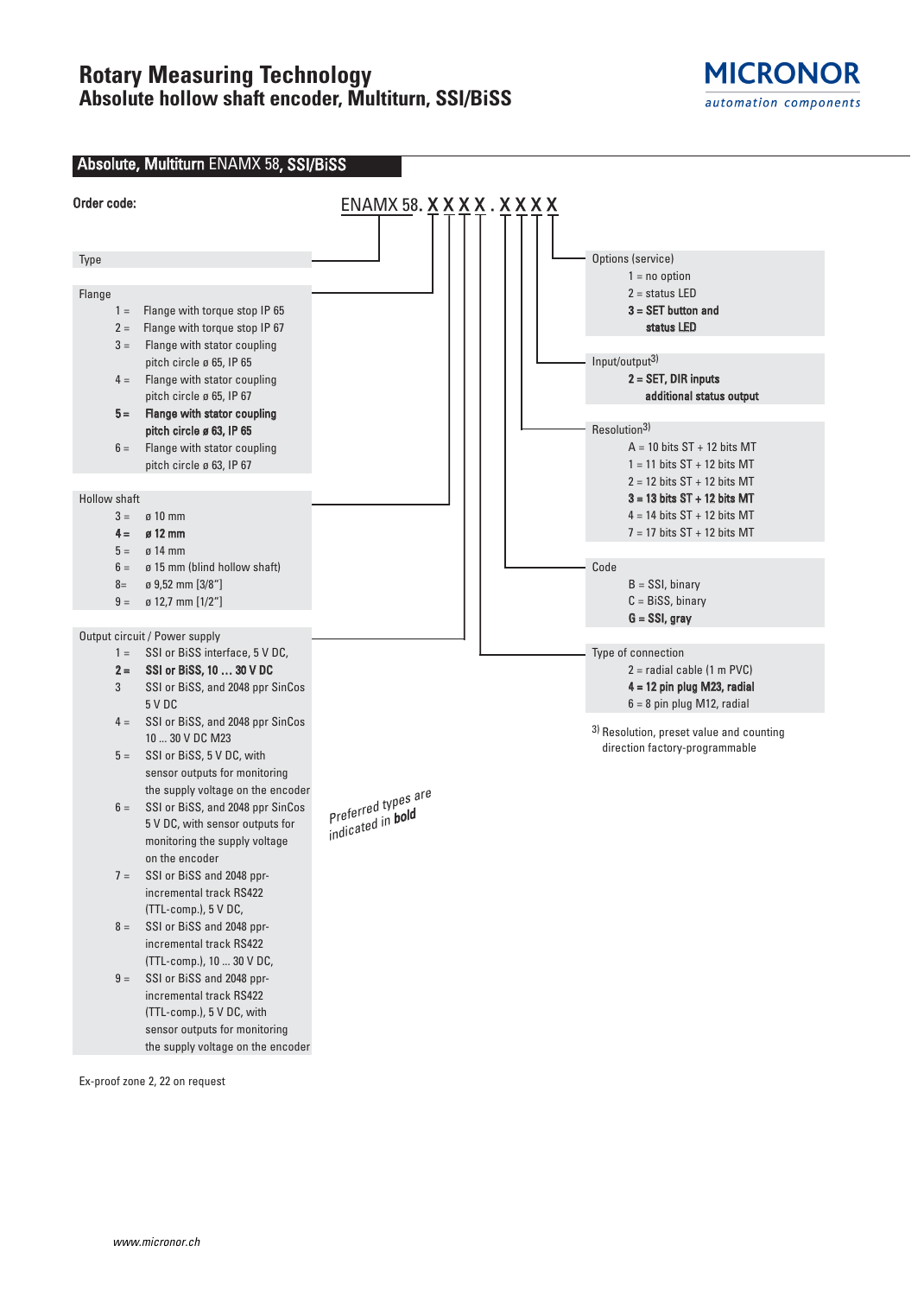# Rotary Measuring Technology
## Absolute hollow shaft encoder, Multiturn, SSI/BiSS

MICRONOR
automation components

### Absolute, Multiturn ENAMX 58, SSI/BiSS

**Order code:** ENAMX 58. X X X X . X X X X

**Type**

**Flange**

- 1 = Flange with torque stop IP 65
- 2 = Flange with torque stop IP 67
- 3 = Flange with stator coupling pitch circle ø 65, IP 65
- 4 = Flange with stator coupling pitch circle ø 65, IP 67
- **5 = Flange with stator coupling pitch circle ø 63, IP 65**
- 6 = Flange with stator coupling pitch circle ø 63, IP 67

**Hollow shaft**

- 3 = ø 10 mm
- **4 = ø 12 mm**
- 5 = ø 14 mm
- 6 = ø 15 mm (blind hollow shaft)
- 8= ø 9,52 mm [3/8"]
- 9 = ø 12,7 mm [1/2"]

**Output circuit / Power supply**

- 1 = SSI or BiSS interface, 5 V DC,
- **2 = SSI or BiSS, 10 ... 30 V DC**
- 3 SSI or BiSS, and 2048 ppr SinCos 5 V DC
- 4 = SSI or BiSS, and 2048 ppr SinCos 10 ... 30 V DC M23
- 5 = SSI or BiSS, 5 V DC, with sensor outputs for monitoring the supply voltage on the encoder
- 6 = SSI or BiSS, and 2048 ppr SinCos 5 V DC, with sensor outputs for monitoring the supply voltage on the encoder
- 7 = SSI or BiSS and 2048 ppr-incremental track RS422 (TTL-comp.), 5 V DC,
- 8 = SSI or BiSS and 2048 ppr-incremental track RS422 (TTL-comp.), 10 ... 30 V DC,
- 9 = SSI or BiSS and 2048 ppr-incremental track RS422 (TTL-comp.), 5 V DC, with sensor outputs for monitoring the supply voltage on the encoder

**Options (service)**

- 1 = no option
- 2 = status LED
- **3 = SET button and status LED**

**Input/output**[3]

- **2 = SET, DIR inputs additional status output**

**Resolution**[3]

- A = 10 bits ST + 12 bits MT
- 1 = 11 bits ST + 12 bits MT
- 2 = 12 bits ST + 12 bits MT
- **3 = 13 bits ST + 12 bits MT**
- 4 = 14 bits ST + 12 bits MT
- 7 = 17 bits ST + 12 bits MT

**Code**

- B = SSI, binary
- C = BiSS, binary
- **G = SSI, gray**

**Type of connection**

- 2 = radial cable (1 m PVC)
- **4 = 12 pin plug M23, radial**
- 6 = 8 pin plug M12, radial

[3] Resolution, preset value and counting direction factory-programmable

*Preferred types are indicated in* ***bold***

Ex-proof zone 2, 22 on request

www.micronor.ch